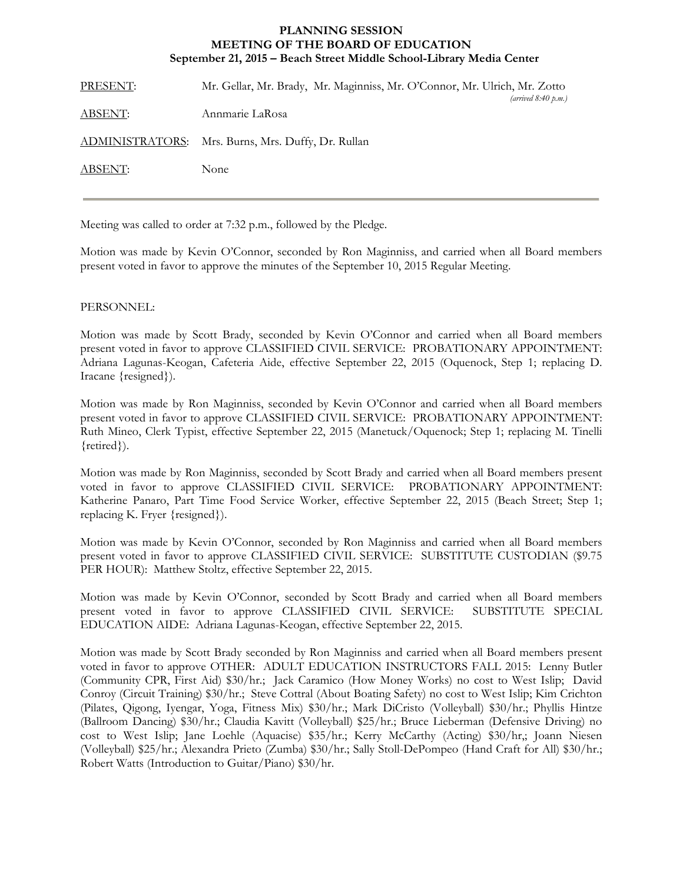**PLANNING SESSION**
**MEETING OF THE BOARD OF EDUCATION**
**September 21, 2015 – Beach Street Middle School-Library Media Center**

| | |
|---|---|
| PRESENT: | Mr. Gellar, Mr. Brady, Mr. Maginniss, Mr. O'Connor, Mr. Ulrich, Mr. Zotto *(arrived 8:40 p.m.)* |
| ABSENT: | Annmarie LaRosa |
| ADMINISTRATORS: | Mrs. Burns, Mrs. Duffy, Dr. Rullan |
| ABSENT: | None |

---

Meeting was called to order at 7:32 p.m., followed by the Pledge.

Motion was made by Kevin O'Connor, seconded by Ron Maginniss, and carried when all Board members present voted in favor to approve the minutes of the September 10, 2015 Regular Meeting.

PERSONNEL:

Motion was made by Scott Brady, seconded by Kevin O'Connor and carried when all Board members present voted in favor to approve CLASSIFIED CIVIL SERVICE: PROBATIONARY APPOINTMENT: Adriana Lagunas-Keogan, Cafeteria Aide, effective September 22, 2015 (Oquenock, Step 1; replacing D. Iracane {resigned}).

Motion was made by Ron Maginniss, seconded by Kevin O'Connor and carried when all Board members present voted in favor to approve CLASSIFIED CIVIL SERVICE: PROBATIONARY APPOINTMENT: Ruth Mineo, Clerk Typist, effective September 22, 2015 (Manetuck/Oquenock; Step 1; replacing M. Tinelli {retired}).

Motion was made by Ron Maginniss, seconded by Scott Brady and carried when all Board members present voted in favor to approve CLASSIFIED CIVIL SERVICE: PROBATIONARY APPOINTMENT: Katherine Panaro, Part Time Food Service Worker, effective September 22, 2015 (Beach Street; Step 1; replacing K. Fryer {resigned}).

Motion was made by Kevin O'Connor, seconded by Ron Maginniss and carried when all Board members present voted in favor to approve CLASSIFIED CIVIL SERVICE: SUBSTITUTE CUSTODIAN ($9.75 PER HOUR): Matthew Stoltz, effective September 22, 2015.

Motion was made by Kevin O'Connor, seconded by Scott Brady and carried when all Board members present voted in favor to approve CLASSIFIED CIVIL SERVICE: SUBSTITUTE SPECIAL EDUCATION AIDE: Adriana Lagunas-Keogan, effective September 22, 2015.

Motion was made by Scott Brady seconded by Ron Maginniss and carried when all Board members present voted in favor to approve OTHER: ADULT EDUCATION INSTRUCTORS FALL 2015: Lenny Butler (Community CPR, First Aid) $30/hr.; Jack Caramico (How Money Works) no cost to West Islip; David Conroy (Circuit Training) $30/hr.; Steve Cottral (About Boating Safety) no cost to West Islip; Kim Crichton (Pilates, Qigong, Iyengar, Yoga, Fitness Mix) $30/hr.; Mark DiCristo (Volleyball) $30/hr.; Phyllis Hintze (Ballroom Dancing) $30/hr.; Claudia Kavitt (Volleyball) $25/hr.; Bruce Lieberman (Defensive Driving) no cost to West Islip; Jane Loehle (Aquacise) $35/hr.; Kerry McCarthy (Acting) $30/hr,; Joann Niesen (Volleyball) $25/hr.; Alexandra Prieto (Zumba) $30/hr.; Sally Stoll-DePompeo (Hand Craft for All) $30/hr.; Robert Watts (Introduction to Guitar/Piano) $30/hr.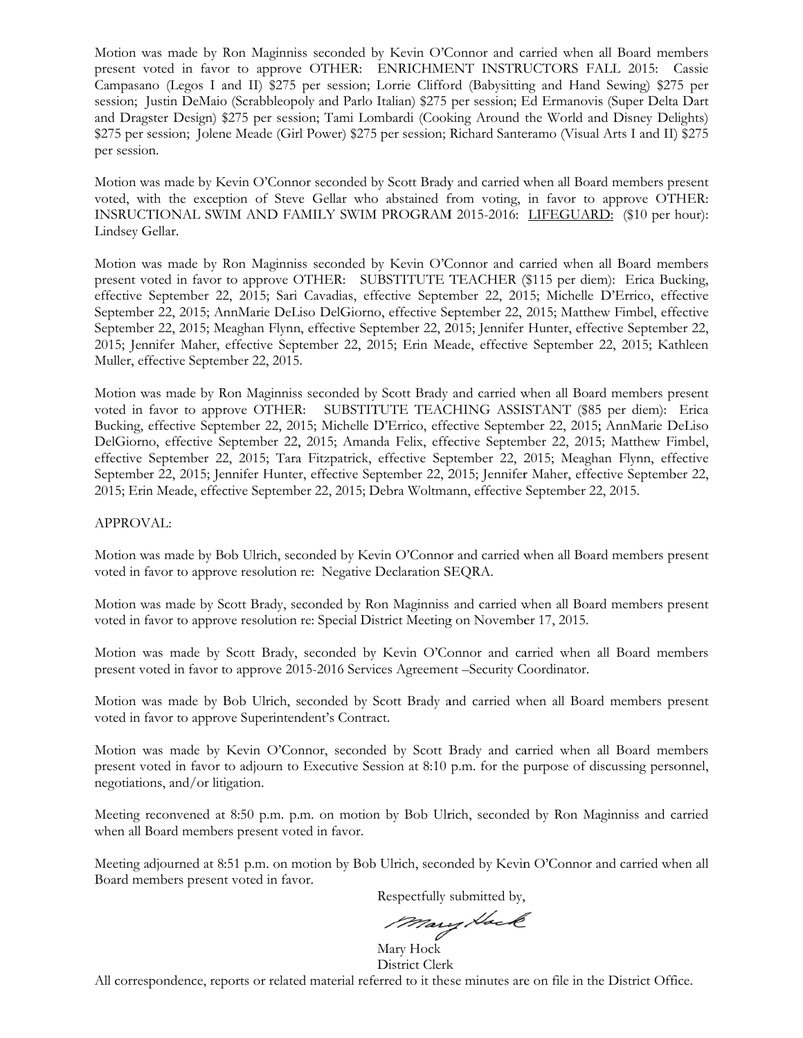Motion was made by Ron Maginniss seconded by Kevin O'Connor and carried when all Board members present voted in favor to approve OTHER: ENRICHMENT INSTRUCTORS FALL 2015: Cassie Campasano (Legos I and II) $275 per session; Lorrie Clifford (Babysitting and Hand Sewing) $275 per session; Justin DeMaio (Scrabbleopoly and Parlo Italian) $275 per session; Ed Ermanovis (Super Delta Dart and Dragster Design) $275 per session; Tami Lombardi (Cooking Around the World and Disney Delights) $275 per session; Jolene Meade (Girl Power) $275 per session; Richard Santeramo (Visual Arts I and II) $275 per session.

Motion was made by Kevin O'Connor seconded by Scott Brady and carried when all Board members present voted, with the exception of Steve Gellar who abstained from voting, in favor to approve OTHER: INSRUCTIONAL SWIM AND FAMILY SWIM PROGRAM 2015-2016: LIFEGUARD: ($10 per hour): Lindsey Gellar.

Motion was made by Ron Maginniss seconded by Kevin O'Connor and carried when all Board members present voted in favor to approve OTHER: SUBSTITUTE TEACHER ($115 per diem): Erica Bucking, effective September 22, 2015; Sari Cavadias, effective September 22, 2015; Michelle D'Errico, effective September 22, 2015; AnnMarie DeLiso DelGiorno, effective September 22, 2015; Matthew Fimbel, effective September 22, 2015; Meaghan Flynn, effective September 22, 2015; Jennifer Hunter, effective September 22, 2015; Jennifer Maher, effective September 22, 2015; Erin Meade, effective September 22, 2015; Kathleen Muller, effective September 22, 2015.

Motion was made by Ron Maginniss seconded by Scott Brady and carried when all Board members present voted in favor to approve OTHER: SUBSTITUTE TEACHING ASSISTANT ($85 per diem): Erica Bucking, effective September 22, 2015; Michelle D'Errico, effective September 22, 2015; AnnMarie DeLiso DelGiorno, effective September 22, 2015; Amanda Felix, effective September 22, 2015; Matthew Fimbel, effective September 22, 2015; Tara Fitzpatrick, effective September 22, 2015; Meaghan Flynn, effective September 22, 2015; Jennifer Hunter, effective September 22, 2015; Jennifer Maher, effective September 22, 2015; Erin Meade, effective September 22, 2015; Debra Woltmann, effective September 22, 2015.

APPROVAL:

Motion was made by Bob Ulrich, seconded by Kevin O'Connor and carried when all Board members present voted in favor to approve resolution re: Negative Declaration SEQRA.

Motion was made by Scott Brady, seconded by Ron Maginniss and carried when all Board members present voted in favor to approve resolution re: Special District Meeting on November 17, 2015.

Motion was made by Scott Brady, seconded by Kevin O'Connor and carried when all Board members present voted in favor to approve 2015-2016 Services Agreement –Security Coordinator.

Motion was made by Bob Ulrich, seconded by Scott Brady and carried when all Board members present voted in favor to approve Superintendent's Contract.

Motion was made by Kevin O'Connor, seconded by Scott Brady and carried when all Board members present voted in favor to adjourn to Executive Session at 8:10 p.m. for the purpose of discussing personnel, negotiations, and/or litigation.

Meeting reconvened at 8:50 p.m. p.m. on motion by Bob Ulrich, seconded by Ron Maginniss and carried when all Board members present voted in favor.

Meeting adjourned at 8:51 p.m. on motion by Bob Ulrich, seconded by Kevin O'Connor and carried when all Board members present voted in favor.

Respectfully submitted by,

Mary Hock

Mary Hock
District Clerk

All correspondence, reports or related material referred to it these minutes are on file in the District Office.